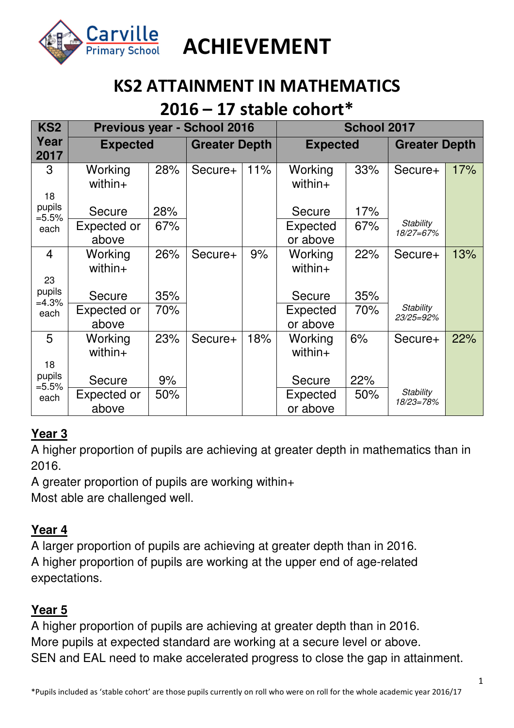# ACHIEVEMENT

Carville Primary School

## KS2 ATTAINMENT IN MATHEMATICS

## 2016 – 17 stable cohort*

| KS2 Year 2017 | Previous year - School 2016 | | | | School 2017 | | | |
|---|---|---|---|---|---|---|---|---|
| | Expected | | Greater Depth | | Expected | | Greater Depth | |
| 3<br><br>18 pupils =5.5% each | Working within+ | 28% | Secure+ | 11% | Working within+ | 33% | Secure+ | 17% |
| | Secure | 28% | | | Secure | 17% | | |
| | Expected or above | 67% | | | Expected or above | 67% | *Stability 18/27=67%* | |
| 4<br><br>23 pupils =4.3% each | Working within+ | 26% | Secure+ | 9% | Working within+ | 22% | Secure+ | 13% |
| | Secure | 35% | | | Secure | 35% | | |
| | Expected or above | 70% | | | Expected or above | 70% | *Stability 23/25=92%* | |
| 5<br><br>18 pupils =5.5% each | Working within+ | 23% | Secure+ | 18% | Working within+ | 6% | Secure+ | 22% |
| | Secure | 9% | | | Secure | 22% | | |
| | Expected or above | 50% | | | Expected or above | 50% | *Stability 18/23=78%* | |

**Year 3**

A higher proportion of pupils are achieving at greater depth in mathematics than in 2016.
A greater proportion of pupils are working within+
Most able are challenged well.

**Year 4**

A larger proportion of pupils are achieving at greater depth than in 2016.
A higher proportion of pupils are working at the upper end of age-related expectations.

**Year 5**

A higher proportion of pupils are achieving at greater depth than in 2016.
More pupils at expected standard are working at a secure level or above.
SEN and EAL need to make accelerated progress to close the gap in attainment.

*Pupils included as 'stable cohort' are those pupils currently on roll who were on roll for the whole academic year 2016/17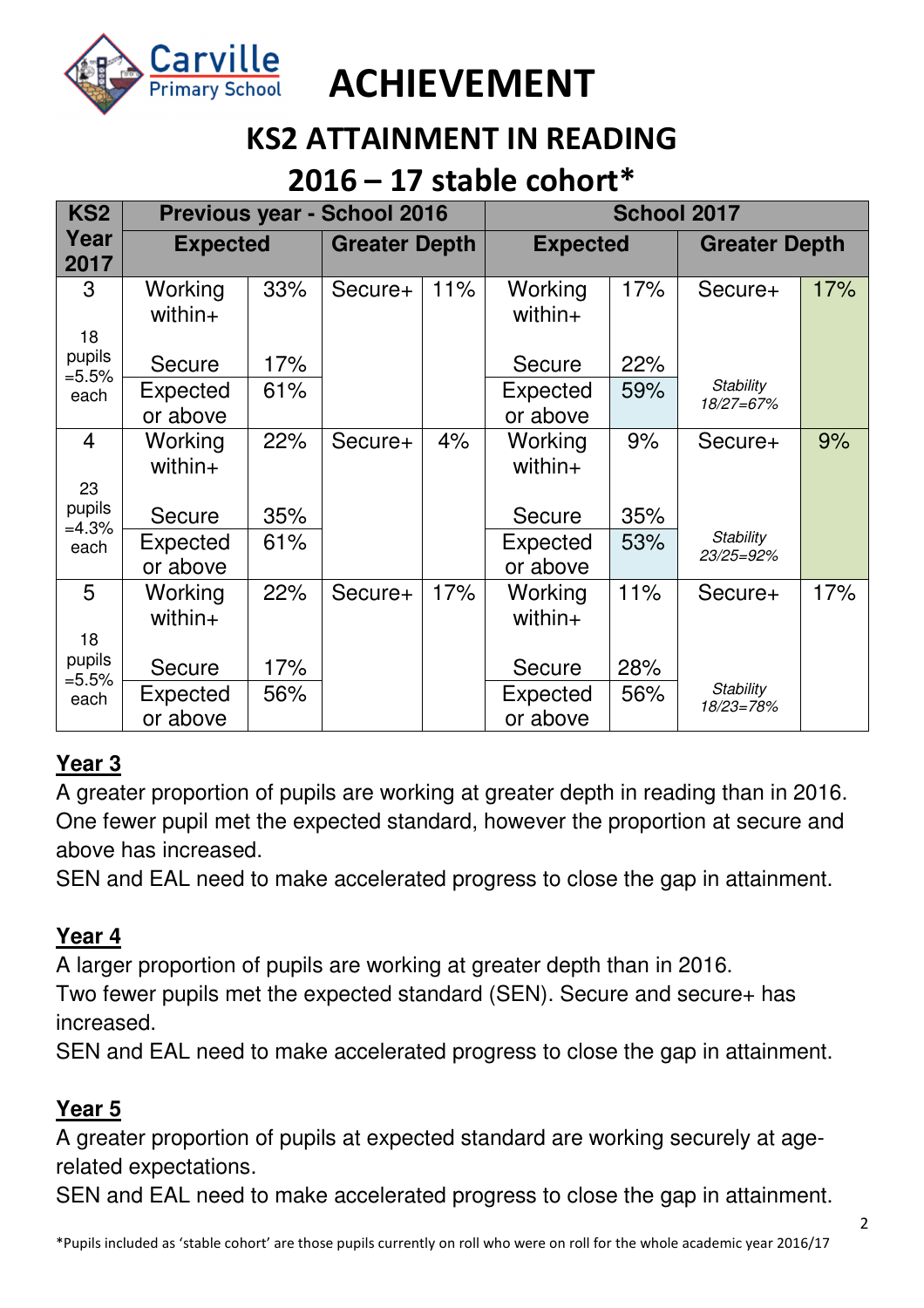# ACHIEVEMENT

## KS2 ATTAINMENT IN READING

## 2016 – 17 stable cohort*

| KS2 Year 2017 | Previous year - School 2016 | | | | School 2017 | | | |
|---|---|---|---|---|---|---|---|---|
| | Expected | | Greater Depth | | Expected | | Greater Depth | |
| 3<br>18 pupils =5.5% each | Working within+ | 33% | Secure+ | 11% | Working within+ | 17% | Secure+ | 17% |
| | Secure | 17% | | | Secure | 22% | | |
| | Expected or above | 61% | | | Expected or above | 59% | *Stability 18/27=67%* | |
| 4<br>23 pupils =4.3% each | Working within+ | 22% | Secure+ | 4% | Working within+ | 9% | Secure+ | 9% |
| | Secure | 35% | | | Secure | 35% | | |
| | Expected or above | 61% | | | Expected or above | 53% | *Stability 23/25=92%* | |
| 5<br>18 pupils =5.5% each | Working within+ | 22% | Secure+ | 17% | Working within+ | 11% | Secure+ | 17% |
| | Secure | 17% | | | Secure | 28% | | |
| | Expected or above | 56% | | | Expected or above | 56% | *Stability 18/23=78%* | |

**Year 3**

A greater proportion of pupils are working at greater depth in reading than in 2016. One fewer pupil met the expected standard, however the proportion at secure and above has increased.
SEN and EAL need to make accelerated progress to close the gap in attainment.

**Year 4**

A larger proportion of pupils are working at greater depth than in 2016.
Two fewer pupils met the expected standard (SEN). Secure and secure+ has increased.
SEN and EAL need to make accelerated progress to close the gap in attainment.

**Year 5**

A greater proportion of pupils at expected standard are working securely at age-related expectations.
SEN and EAL need to make accelerated progress to close the gap in attainment.

*Pupils included as 'stable cohort' are those pupils currently on roll who were on roll for the whole academic year 2016/17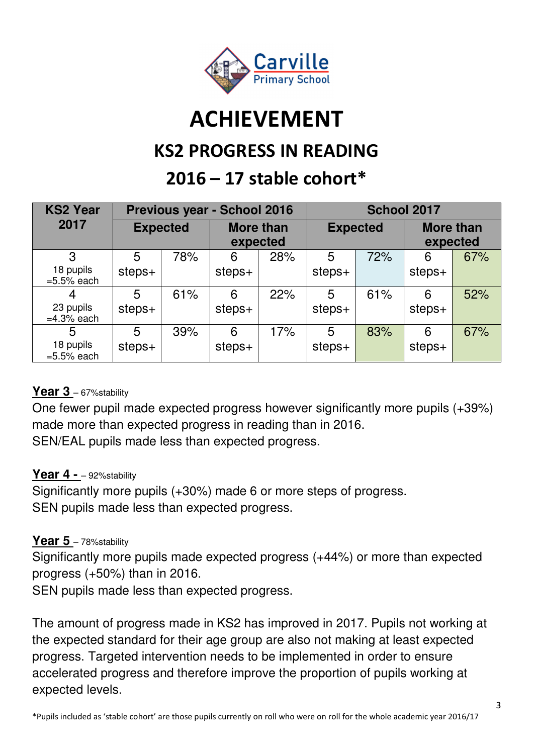Carville Primary School

# ACHIEVEMENT

## KS2 PROGRESS IN READING

## 2016 – 17 stable cohort*

| KS2 Year 2017 | Previous year - School 2016 | | | | School 2017 | | | |
|---|---|---|---|---|---|---|---|---|
| | Expected | | More than expected | | Expected | | More than expected | |
| 3<br>18 pupils<br>=5.5% each | 5 steps+ | 78% | 6 steps+ | 28% | 5 steps+ | 72% | 6 steps+ | 67% |
| 4<br>23 pupils<br>=4.3% each | 5 steps+ | 61% | 6 steps+ | 22% | 5 steps+ | 61% | 6 steps+ | 52% |
| 5<br>18 pupils<br>=5.5% each | 5 steps+ | 39% | 6 steps+ | 17% | 5 steps+ | 83% | 6 steps+ | 67% |

**Year 3** – 67%stability

One fewer pupil made expected progress however significantly more pupils (+39%) made more than expected progress in reading than in 2016.
SEN/EAL pupils made less than expected progress.

**Year 4 -** – 92%stability

Significantly more pupils (+30%) made 6 or more steps of progress.
SEN pupils made less than expected progress.

**Year 5** – 78%stability

Significantly more pupils made expected progress (+44%) or more than expected progress (+50%) than in 2016.
SEN pupils made less than expected progress.

The amount of progress made in KS2 has improved in 2017. Pupils not working at the expected standard for their age group are also not making at least expected progress. Targeted intervention needs to be implemented in order to ensure accelerated progress and therefore improve the proportion of pupils working at expected levels.

*Pupils included as 'stable cohort' are those pupils currently on roll who were on roll for the whole academic year 2016/17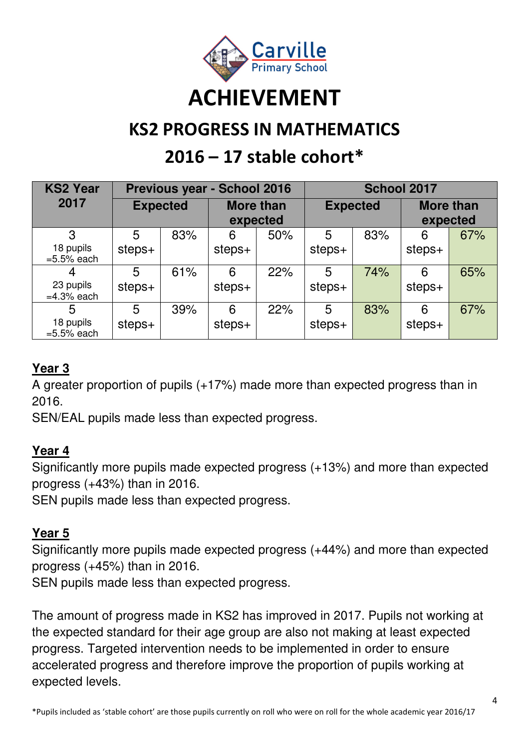Carville Primary School

# ACHIEVEMENT

## KS2 PROGRESS IN MATHEMATICS

## 2016 – 17 stable cohort*

| KS2 Year 2017 | Previous year - School 2016 | | | | School 2017 | | | |
|---|---|---|---|---|---|---|---|---|
| | Expected | | More than expected | | Expected | | More than expected | |
| 3<br>18 pupils<br>=5.5% each | 5 steps+ | 83% | 6 steps+ | 50% | 5 steps+ | 83% | 6 steps+ | 67% |
| 4<br>23 pupils<br>=4.3% each | 5 steps+ | 61% | 6 steps+ | 22% | 5 steps+ | 74% | 6 steps+ | 65% |
| 5<br>18 pupils<br>=5.5% each | 5 steps+ | 39% | 6 steps+ | 22% | 5 steps+ | 83% | 6 steps+ | 67% |

**Year 3**

A greater proportion of pupils (+17%) made more than expected progress than in 2016.

SEN/EAL pupils made less than expected progress.

**Year 4**

Significantly more pupils made expected progress (+13%) and more than expected progress (+43%) than in 2016.

SEN pupils made less than expected progress.

**Year 5**

Significantly more pupils made expected progress (+44%) and more than expected progress (+45%) than in 2016.

SEN pupils made less than expected progress.

The amount of progress made in KS2 has improved in 2017. Pupils not working at the expected standard for their age group are also not making at least expected progress. Targeted intervention needs to be implemented in order to ensure accelerated progress and therefore improve the proportion of pupils working at expected levels.

*Pupils included as 'stable cohort' are those pupils currently on roll who were on roll for the whole academic year 2016/17